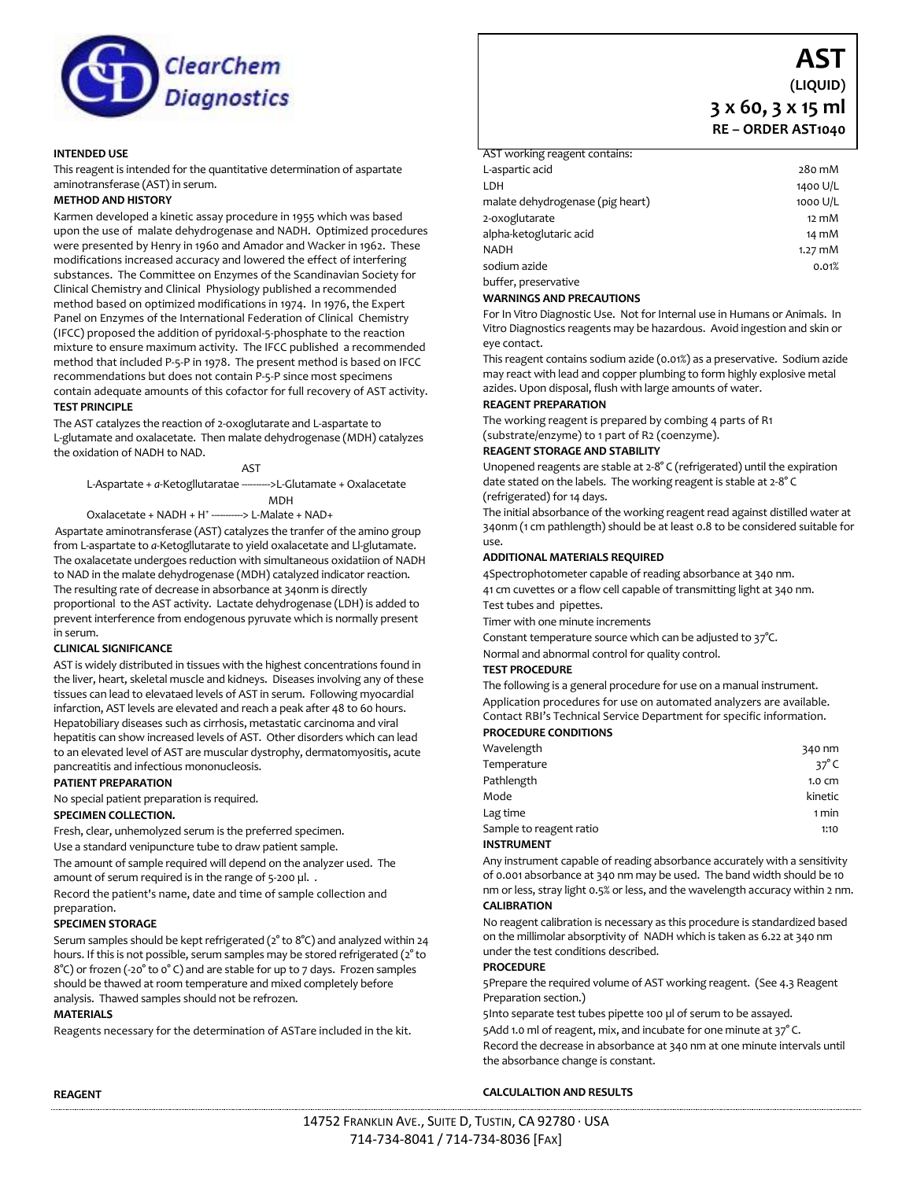ClearChem Diagnostics

# AST

**(LIQUID)**

**3 x 60, 3 x 15 ml**

**RE – ORDER AST1040**

## INTENDED USE

This reagent is intended for the quantitative determination of aspartate aminotransferase (AST) in serum.

## METHOD AND HISTORY

Karmen developed a kinetic assay procedure in 1955 which was based upon the use of malate dehydrogenase and NADH. Optimized procedures were presented by Henry in 1960 and Amador and Wacker in 1962. These modifications increased accuracy and lowered the effect of interfering substances. The Committee on Enzymes of the Scandinavian Society for Clinical Chemistry and Clinical Physiology published a recommended method based on optimized modifications in 1974. In 1976, the Expert Panel on Enzymes of the International Federation of Clinical Chemistry (IFCC) proposed the addition of pyridoxal-5-phosphate to the reaction mixture to ensure maximum activity. The IFCC published a recommended method that included P-5-P in 1978. The present method is based on IFCC recommendations but does not contain P-5-P since most specimens contain adequate amounts of this cofactor for full recovery of AST activity.

## TEST PRINCIPLE

The AST catalyzes the reaction of 2-oxoglutarate and L-aspartate to L-glutamate and oxalacetate. Then malate dehydrogenase (MDH) catalyzes the oxidation of NADH to NAD.

AST
L-Aspartate + *a*-Ketogllutaratae --------->L-Glutamate + Oxalacetate

MDH
Oxalacetate + NADH + $H^+$ ----------> L-Malate + NAD+

Aspartate aminotransferase (AST) catalyzes the tranfer of the amino group from L-aspartate to *a*-Ketogllutarate to yield oxalacetate and Ll-glutamate. The oxalacetate undergoes reduction with simultaneous oxidatiion of NADH to NAD in the malate dehydrogenase (MDH) catalyzed indicator reaction. The resulting rate of decrease in absorbance at 340nm is directly proportional to the AST activity. Lactate dehydrogenase (LDH) is added to prevent interference from endogenous pyruvate which is normally present in serum.

## CLINICAL SIGNIFICANCE

AST is widely distributed in tissues with the highest concentrations found in the liver, heart, skeletal muscle and kidneys. Diseases involving any of these tissues can lead to elevataed levels of AST in serum. Following myocardial infarction, AST levels are elevated and reach a peak after 48 to 60 hours. Hepatobiliary diseases such as cirrhosis, metastatic carcinoma and viral hepatitis can show increased levels of AST. Other disorders which can lead to an elevated level of AST are muscular dystrophy, dermatomyositis, acute pancreatitis and infectious mononucleosis.

## PATIENT PREPARATION

No special patient preparation is required.

## SPECIMEN COLLECTION.

Fresh, clear, unhemolyzed serum is the preferred specimen.

Use a standard venipuncture tube to draw patient sample.

The amount of sample required will depend on the analyzer used. The amount of serum required is in the range of 5-200 µl. .

Record the patient's name, date and time of sample collection and preparation.

## SPECIMEN STORAGE

Serum samples should be kept refrigerated (2° to 8°C) and analyzed within 24 hours. If this is not possible, serum samples may be stored refrigerated (2° to 8°C) or frozen (-20° to 0° C) and are stable for up to 7 days. Frozen samples should be thawed at room temperature and mixed completely before analysis. Thawed samples should not be refrozen.

## MATERIALS

Reagents necessary for the determination of ASTare included in the kit.

## REAGENT

AST working reagent contains:

| Component | Concentration |
|---|---|
| L-aspartic acid | 280 mM |
| LDH | 1400 U/L |
| malate dehydrogenase (pig heart) | 1000 U/L |
| 2-oxoglutarate | 12 mM |
| alpha-ketoglutaric acid | 14 mM |
| NADH | 1.27 mM |
| sodium azide | 0.01% |
| buffer, preservative | |

## WARNINGS AND PRECAUTIONS

For In Vitro Diagnostic Use. Not for Internal use in Humans or Animals. In Vitro Diagnostics reagents may be hazardous. Avoid ingestion and skin or eye contact.

This reagent contains sodium azide (0.01%) as a preservative. Sodium azide may react with lead and copper plumbing to form highly explosive metal azides. Upon disposal, flush with large amounts of water.

## REAGENT PREPARATION

The working reagent is prepared by combing 4 parts of R1 (substrate/enzyme) to 1 part of R2 (coenzyme).

## REAGENT STORAGE AND STABILITY

Unopened reagents are stable at 2-8° C (refrigerated) until the expiration date stated on the labels. The working reagent is stable at 2-8° C (refrigerated) for 14 days.

The initial absorbance of the working reagent read against distilled water at 340nm (1 cm pathlength) should be at least 0.8 to be considered suitable for use.

## ADDITIONAL MATERIALS REQUIRED

4Spectrophotometer capable of reading absorbance at 340 nm.

41 cm cuvettes or a flow cell capable of transmitting light at 340 nm.

Test tubes and pipettes.

Timer with one minute increments

Constant temperature source which can be adjusted to 37°C.

Normal and abnormal control for quality control.

## TEST PROCEDURE

The following is a general procedure for use on a manual instrument.

Application procedures for use on automated analyzers are available. Contact RBI's Technical Service Department for specific information.

## PROCEDURE CONDITIONS

| Condition | Value |
|---|---|
| Wavelength | 340 nm |
| Temperature | 37° C |
| Pathlength | 1.0 cm |
| Mode | kinetic |
| Lag time | 1 min |
| Sample to reagent ratio | 1:10 |

## INSTRUMENT

Any instrument capable of reading absorbance accurately with a sensitivity of 0.001 absorbance at 340 nm may be used. The band width should be 10 nm or less, stray light 0.5% or less, and the wavelength accuracy within 2 nm.

## CALIBRATION

No reagent calibration is necessary as this procedure is standardized based on the millimolar absorptivity of NADH which is taken as 6.22 at 340 nm under the test conditions described.

## PROCEDURE

5Prepare the required volume of AST working reagent. (See 4.3 Reagent Preparation section.)

5Into separate test tubes pipette 100 µl of serum to be assayed.

5Add 1.0 ml of reagent, mix, and incubate for one minute at 37° C.

Record the decrease in absorbance at 340 nm at one minute intervals until the absorbance change is constant.

## CALCULALTION AND RESULTS

14752 Franklin Ave., Suite D, Tustin, CA 92780 · USA
714-734-8041 / 714-734-8036 [Fax]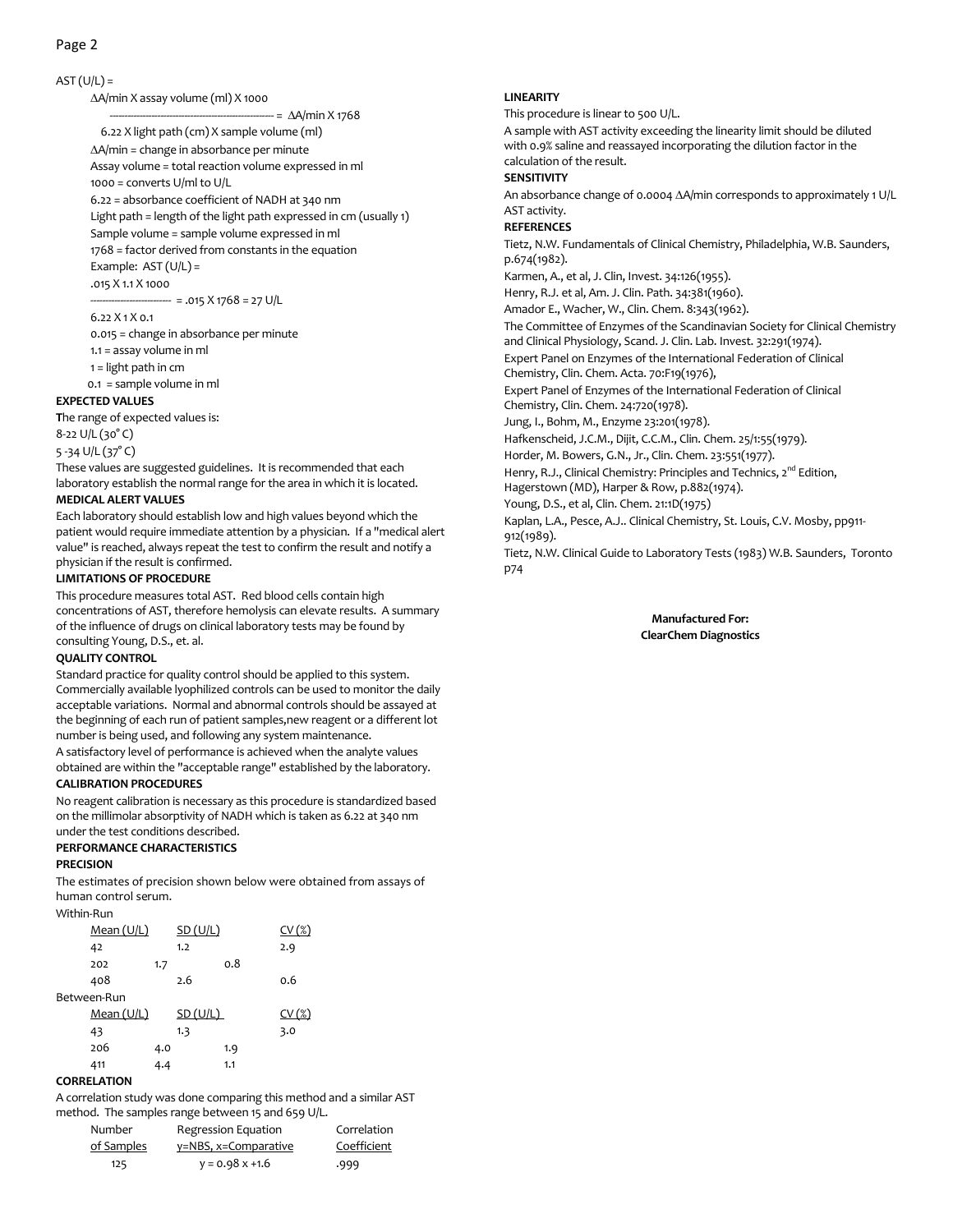AST (U/L) =

$$\frac{\Delta A/\text{min} \times \text{assay volume (ml)} \times 1000}{6.22 \times \text{light path (cm)} \times \text{sample volume (ml)}} = \Delta A/\text{min} \times 1768$$

ΔA/min = change in absorbance per minute

Assay volume = total reaction volume expressed in ml

1000 = converts U/ml to U/L

6.22 = absorbance coefficient of NADH at 340 nm

Light path = length of the light path expressed in cm (usually 1)

Sample volume = sample volume expressed in ml

1768 = factor derived from constants in the equation

Example: AST (U/L) =

$$\frac{.015 \times 1.1 \times 1000}{6.22 \times 1 \times 0.1} = .015 \times 1768 = 27 \text{ U/L}$$

0.015 = change in absorbance per minute

1.1 = assay volume in ml

1 = light path in cm

0.1 = sample volume in ml

**EXPECTED VALUES**

The range of expected values is:

8-22 U/L (30° C)

5 -34 U/L (37° C)

These values are suggested guidelines. It is recommended that each laboratory establish the normal range for the area in which it is located.

**MEDICAL ALERT VALUES**

Each laboratory should establish low and high values beyond which the patient would require immediate attention by a physician. If a "medical alert value" is reached, always repeat the test to confirm the result and notify a physician if the result is confirmed.

**LIMITATIONS OF PROCEDURE**

This procedure measures total AST. Red blood cells contain high concentrations of AST, therefore hemolysis can elevate results. A summary of the influence of drugs on clinical laboratory tests may be found by consulting Young, D.S., et. al.

**QUALITY CONTROL**

Standard practice for quality control should be applied to this system. Commercially available lyophilized controls can be used to monitor the daily acceptable variations. Normal and abnormal controls should be assayed at the beginning of each run of patient samples,new reagent or a different lot number is being used, and following any system maintenance.

A satisfactory level of performance is achieved when the analyte values obtained are within the "acceptable range" established by the laboratory.

**CALIBRATION PROCEDURES**

No reagent calibration is necessary as this procedure is standardized based on the millimolar absorptivity of NADH which is taken as 6.22 at 340 nm under the test conditions described.

**PERFORMANCE CHARACTERISTICS**

**PRECISION**

The estimates of precision shown below were obtained from assays of human control serum.

Within-Run

| Mean (U/L) | SD (U/L) | CV (%) |
|---|---|---|
| 42 | 1.2 | 2.9 |
| 202 | 1.7 | 0.8 |
| 408 | 2.6 | 0.6 |

Between-Run

| Mean (U/L) | SD (U/L) | CV (%) |
|---|---|---|
| 43 | 1.3 | 3.0 |
| 206 | 4.0 | 1.9 |
| 411 | 4.4 | 1.1 |

**CORRELATION**

A correlation study was done comparing this method and a similar AST method. The samples range between 15 and 659 U/L.

| Number of Samples | Regression Equation y=NBS, x=Comparative | Correlation Coefficient |
|---|---|---|
| 125 | y = 0.98 x +1.6 | .999 |

**LINEARITY**

This procedure is linear to 500 U/L.

A sample with AST activity exceeding the linearity limit should be diluted with 0.9% saline and reassayed incorporating the dilution factor in the calculation of the result.

**SENSITIVITY**

An absorbance change of 0.0004 ΔA/min corresponds to approximately 1 U/L AST activity.

**REFERENCES**

Tietz, N.W. Fundamentals of Clinical Chemistry, Philadelphia, W.B. Saunders, p.674(1982).

Karmen, A., et al, J. Clin, Invest. 34:126(1955).

Henry, R.J. et al, Am. J. Clin. Path. 34:381(1960).

Amador E., Wacher, W., Clin. Chem. 8:343(1962).

The Committee of Enzymes of the Scandinavian Society for Clinical Chemistry and Clinical Physiology, Scand. J. Clin. Lab. Invest. 32:291(1974).

Expert Panel on Enzymes of the International Federation of Clinical Chemistry, Clin. Chem. Acta. 70:F19(1976),

Expert Panel of Enzymes of the International Federation of Clinical Chemistry, Clin. Chem. 24:720(1978).

Jung, I., Bohm, M., Enzyme 23:201(1978).

Hafkenscheid, J.C.M., Dijit, C.C.M., Clin. Chem. 25/1:55(1979).

Horder, M. Bowers, G.N., Jr., Clin. Chem. 23:551(1977).

Henry, R.J., Clinical Chemistry: Principles and Technics, 2nd Edition, Hagerstown (MD), Harper & Row, p.882(1974).

Young, D.S., et al, Clin. Chem. 21:1D(1975)

Kaplan, L.A., Pesce, A.J.. Clinical Chemistry, St. Louis, C.V. Mosby, pp911-912(1989).

Tietz, N.W. Clinical Guide to Laboratory Tests (1983) W.B. Saunders, Toronto p74

**Manufactured For:**
**ClearChem Diagnostics**